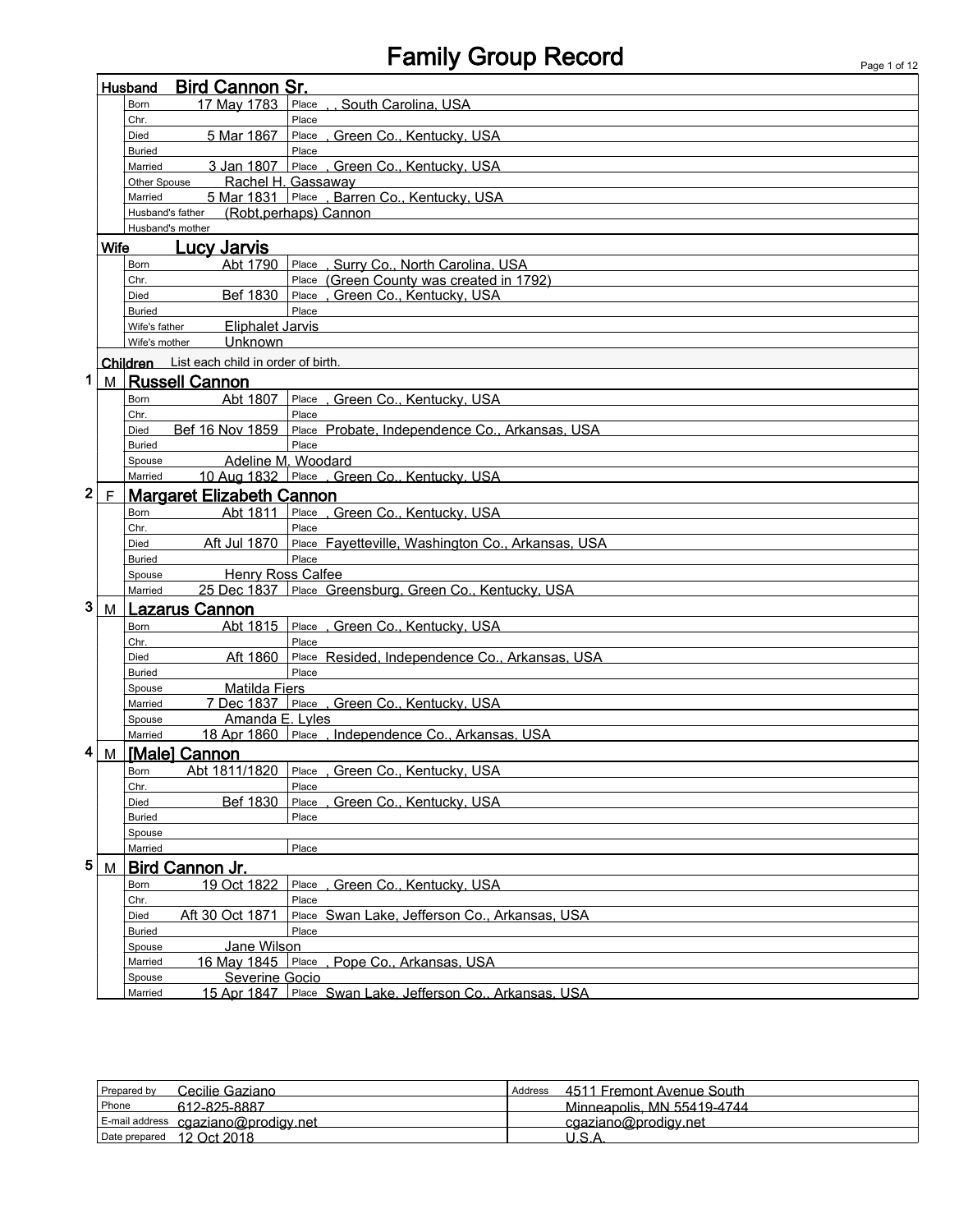# Family Group Record

## Husband: Bird Cannon Sr.

| | | | |
|---|---|---|---|
| Born | 17 May 1783 | Place | , , South Carolina, USA |
| Chr. | | Place | |
| Died | 5 Mar 1867 | Place | , Green Co., Kentucky, USA |
| Buried | | Place | |
| Married | 3 Jan 1807 | Place | , Green Co., Kentucky, USA |
| Other Spouse | Rachel H. Gassaway | | |
| Married | 5 Mar 1831 | Place | , Barren Co., Kentucky, USA |
| Husband's father | (Robt,perhaps) Cannon | | |
| Husband's mother | | | |

## Wife: Lucy Jarvis

| | | | |
|---|---|---|---|
| Born | Abt 1790 | Place | , Surry Co., North Carolina, USA |
| Chr. | | Place | (Green County was created in 1792) |
| Died | Bef 1830 | Place | , Green Co., Kentucky, USA |
| Buried | | Place | |
| Wife's father | Eliphalet Jarvis | | |
| Wife's mother | Unknown | | |

## Children

List each child in order of birth.

### 1 M Russell Cannon

| | | | |
|---|---|---|---|
| Born | Abt 1807 | Place | , Green Co., Kentucky, USA |
| Chr. | | Place | |
| Died | Bef 16 Nov 1859 | Place | Probate, Independence Co., Arkansas, USA |
| Buried | | Place | |
| Spouse | Adeline M. Woodard | | |
| Married | 10 Aug 1832 | Place | , Green Co., Kentucky, USA |

### 2 F Margaret Elizabeth Cannon

| | | | |
|---|---|---|---|
| Born | Abt 1811 | Place | , Green Co., Kentucky, USA |
| Chr. | | Place | |
| Died | Aft Jul 1870 | Place | Fayetteville, Washington Co., Arkansas, USA |
| Buried | | Place | |
| Spouse | Henry Ross Calfee | | |
| Married | 25 Dec 1837 | Place | Greensburg, Green Co., Kentucky, USA |

### 3 M Lazarus Cannon

| | | | |
|---|---|---|---|
| Born | Abt 1815 | Place | , Green Co., Kentucky, USA |
| Chr. | | Place | |
| Died | Aft 1860 | Place | Resided, Independence Co., Arkansas, USA |
| Buried | | Place | |
| Spouse | Matilda Fiers | | |
| Married | 7 Dec 1837 | Place | , Green Co., Kentucky, USA |
| Spouse | Amanda E. Lyles | | |
| Married | 18 Apr 1860 | Place | , Independence Co., Arkansas, USA |

### 4 M [Male] Cannon

| | | | |
|---|---|---|---|
| Born | Abt 1811/1820 | Place | , Green Co., Kentucky, USA |
| Chr. | | Place | |
| Died | Bef 1830 | Place | , Green Co., Kentucky, USA |
| Buried | | Place | |
| Spouse | | | |
| Married | | Place | |

### 5 M Bird Cannon Jr.

| | | | |
|---|---|---|---|
| Born | 19 Oct 1822 | Place | , Green Co., Kentucky, USA |
| Chr. | | Place | |
| Died | Aft 30 Oct 1871 | Place | Swan Lake, Jefferson Co., Arkansas, USA |
| Buried | | Place | |
| Spouse | Jane Wilson | | |
| Married | 16 May 1845 | Place | , Pope Co., Arkansas, USA |
| Spouse | Severine Gocio | | |
| Married | 15 Apr 1847 | Place | Swan Lake, Jefferson Co., Arkansas, USA |

| | | | |
|---|---|---|---|
| Prepared by | Cecilie Gaziano | Address | 4511 Fremont Avenue South |
| Phone | 612-825-8887 | | Minneapolis, MN 55419-4744 |
| E-mail address | cgaziano@prodigy.net | | cgaziano@prodigy.net |
| Date prepared | 12 Oct 2018 | | U.S.A. |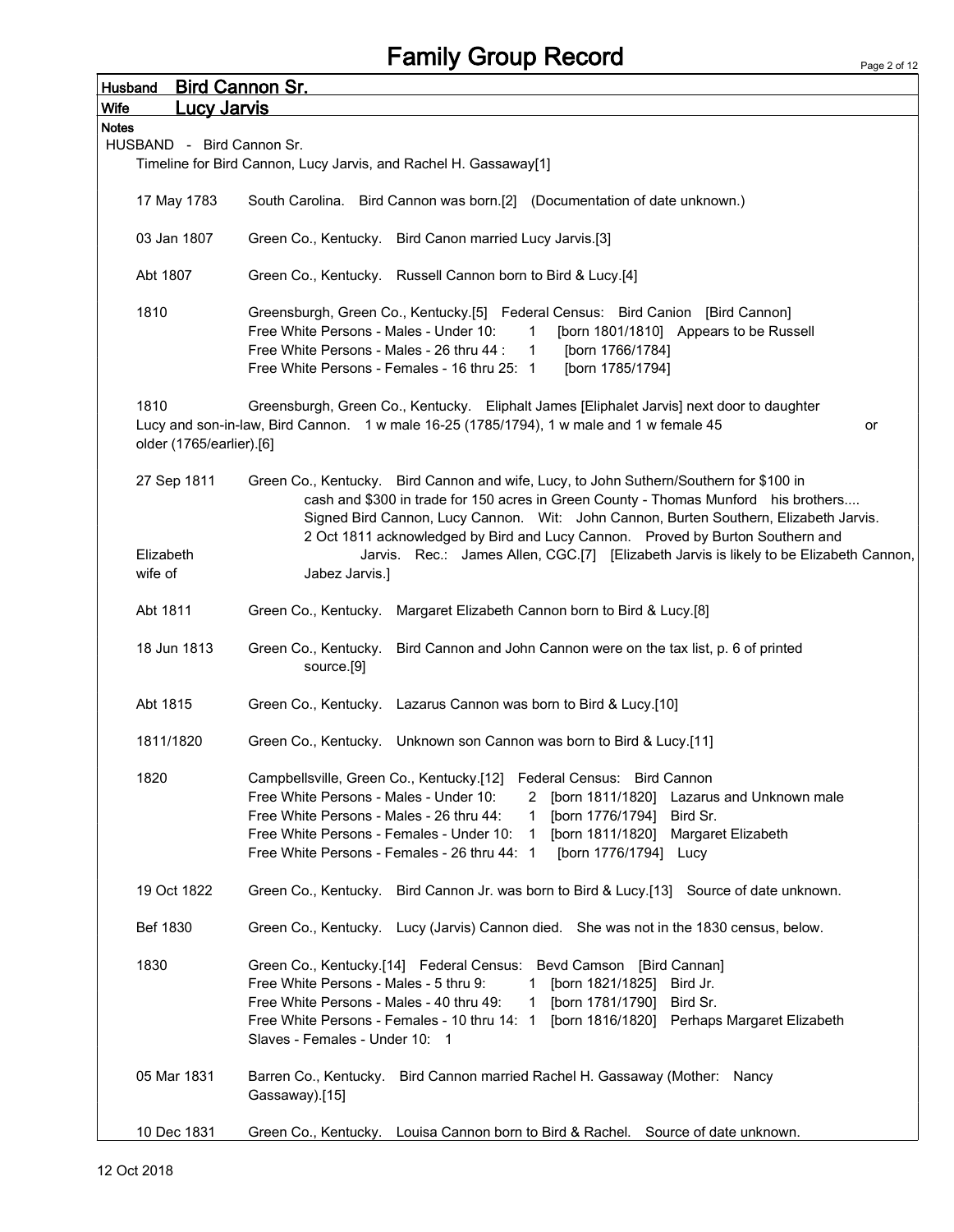# Family Group Record

**Husband** Bird Cannon Sr.

**Wife** Lucy Jarvis

**Notes**

HUSBAND - Bird Cannon Sr.

Timeline for Bird Cannon, Lucy Jarvis, and Rachel H. Gassaway[1]

17 May 1783 — South Carolina. Bird Cannon was born.[2] (Documentation of date unknown.)

03 Jan 1807 — Green Co., Kentucky. Bird Canon married Lucy Jarvis.[3]

Abt 1807 — Green Co., Kentucky. Russell Cannon born to Bird & Lucy.[4]

1810 — Greensburgh, Green Co., Kentucky.[5] Federal Census: Bird Canion [Bird Cannon]
Free White Persons - Males - Under 10: 1 [born 1801/1810] Appears to be Russell
Free White Persons - Males - 26 thru 44 : 1 [born 1766/1784]
Free White Persons - Females - 16 thru 25: 1 [born 1785/1794]

1810 — Greensburgh, Green Co., Kentucky. Eliphalt James [Eliphalet Jarvis] next door to daughter Lucy and son-in-law, Bird Cannon. 1 w male 16-25 (1785/1794), 1 w male and 1 w female 45 or older (1765/earlier).[6]

27 Sep 1811 — Green Co., Kentucky. Bird Cannon and wife, Lucy, to John Suthern/Southern for $100 in cash and $300 in trade for 150 acres in Green County - Thomas Munford his brothers.... Signed Bird Cannon, Lucy Cannon. Wit: John Cannon, Burten Southern, Elizabeth Jarvis. 2 Oct 1811 acknowledged by Bird and Lucy Cannon. Proved by Burton Southern and Elizabeth Jarvis. Rec.: James Allen, CGC.[7] [Elizabeth Jarvis is likely to be Elizabeth Cannon, wife of Jabez Jarvis.]

Abt 1811 — Green Co., Kentucky. Margaret Elizabeth Cannon born to Bird & Lucy.[8]

18 Jun 1813 — Green Co., Kentucky. Bird Cannon and John Cannon were on the tax list, p. 6 of printed source.[9]

Abt 1815 — Green Co., Kentucky. Lazarus Cannon was born to Bird & Lucy.[10]

1811/1820 — Green Co., Kentucky. Unknown son Cannon was born to Bird & Lucy.[11]

1820 — Campbellsville, Green Co., Kentucky.[12] Federal Census: Bird Cannon
Free White Persons - Males - Under 10: 2 [born 1811/1820] Lazarus and Unknown male
Free White Persons - Males - 26 thru 44: 1 [born 1776/1794] Bird Sr.
Free White Persons - Females - Under 10: 1 [born 1811/1820] Margaret Elizabeth
Free White Persons - Females - 26 thru 44: 1 [born 1776/1794] Lucy

19 Oct 1822 — Green Co., Kentucky. Bird Cannon Jr. was born to Bird & Lucy.[13] Source of date unknown.

Bef 1830 — Green Co., Kentucky. Lucy (Jarvis) Cannon died. She was not in the 1830 census, below.

1830 — Green Co., Kentucky.[14] Federal Census: Bevd Camson [Bird Cannan]
Free White Persons - Males - 5 thru 9: 1 [born 1821/1825] Bird Jr.
Free White Persons - Males - 40 thru 49: 1 [born 1781/1790] Bird Sr.
Free White Persons - Females - 10 thru 14: 1 [born 1816/1820] Perhaps Margaret Elizabeth
Slaves - Females - Under 10: 1

05 Mar 1831 — Barren Co., Kentucky. Bird Cannon married Rachel H. Gassaway (Mother: Nancy Gassaway).[15]

10 Dec 1831 — Green Co., Kentucky. Louisa Cannon born to Bird & Rachel. Source of date unknown.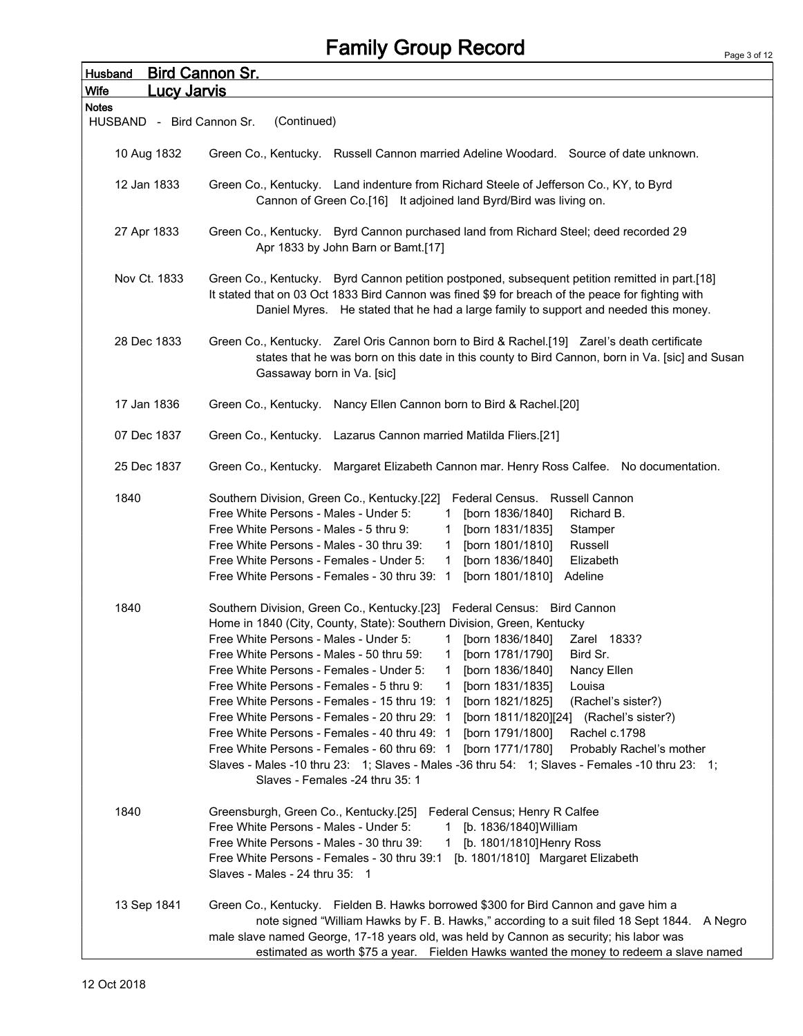# Family Group Record

**Husband** Bird Cannon Sr.

**Wife** Lucy Jarvis

**Notes**

HUSBAND - Bird Cannon Sr. (Continued)

**10 Aug 1832** Green Co., Kentucky. Russell Cannon married Adeline Woodard. Source of date unknown.

**12 Jan 1833** Green Co., Kentucky. Land indenture from Richard Steele of Jefferson Co., KY, to Byrd Cannon of Green Co.[16] It adjoined land Byrd/Bird was living on.

**27 Apr 1833** Green Co., Kentucky. Byrd Cannon purchased land from Richard Steel; deed recorded 29 Apr 1833 by John Barn or Bamt.[17]

**Nov Ct. 1833** Green Co., Kentucky. Byrd Cannon petition postponed, subsequent petition remitted in part.[18] It stated that on 03 Oct 1833 Bird Cannon was fined $9 for breach of the peace for fighting with Daniel Myres. He stated that he had a large family to support and needed this money.

**28 Dec 1833** Green Co., Kentucky. Zarel Oris Cannon born to Bird & Rachel.[19] Zarel's death certificate states that he was born on this date in this county to Bird Cannon, born in Va. [sic] and Susan Gassaway born in Va. [sic]

**17 Jan 1836** Green Co., Kentucky. Nancy Ellen Cannon born to Bird & Rachel.[20]

**07 Dec 1837** Green Co., Kentucky. Lazarus Cannon married Matilda Fliers.[21]

**25 Dec 1837** Green Co., Kentucky. Margaret Elizabeth Cannon mar. Henry Ross Calfee. No documentation.

**1840** Southern Division, Green Co., Kentucky.[22] Federal Census. Russell Cannon

| | | | |
|---|---|---|---|
| Free White Persons - Males - Under 5: | 1 | [born 1836/1840] | Richard B. |
| Free White Persons - Males - 5 thru 9: | 1 | [born 1831/1835] | Stamper |
| Free White Persons - Males - 30 thru 39: | 1 | [born 1801/1810] | Russell |
| Free White Persons - Females - Under 5: | 1 | [born 1836/1840] | Elizabeth |
| Free White Persons - Females - 30 thru 39: | 1 | [born 1801/1810] | Adeline |

**1840** Southern Division, Green Co., Kentucky.[23] Federal Census: Bird Cannon
Home in 1840 (City, County, State): Southern Division, Green, Kentucky

| | | | |
|---|---|---|---|
| Free White Persons - Males - Under 5: | 1 | [born 1836/1840] | Zarel 1833? |
| Free White Persons - Males - 50 thru 59: | 1 | [born 1781/1790] | Bird Sr. |
| Free White Persons - Females - Under 5: | 1 | [born 1836/1840] | Nancy Ellen |
| Free White Persons - Females - 5 thru 9: | 1 | [born 1831/1835] | Louisa |
| Free White Persons - Females - 15 thru 19: | 1 | [born 1821/1825] | (Rachel's sister?) |
| Free White Persons - Females - 20 thru 29: | 1 | [born 1811/1820][24] | (Rachel's sister?) |
| Free White Persons - Females - 40 thru 49: | 1 | [born 1791/1800] | Rachel c.1798 |
| Free White Persons - Females - 60 thru 69: | 1 | [born 1771/1780] | Probably Rachel's mother |

Slaves - Males -10 thru 23: 1; Slaves - Males -36 thru 54: 1; Slaves - Females -10 thru 23: 1; Slaves - Females -24 thru 35: 1

**1840** Greensburgh, Green Co., Kentucky.[25] Federal Census; Henry R Calfee

| | | | |
|---|---|---|---|
| Free White Persons - Males - Under 5: | 1 | [b. 1836/1840] | William |
| Free White Persons - Males - 30 thru 39: | 1 | [b. 1801/1810] | Henry Ross |
| Free White Persons - Females - 30 thru 39: | 1 | [b. 1801/1810] | Margaret Elizabeth |

Slaves - Males - 24 thru 35: 1

**13 Sep 1841** Green Co., Kentucky. Fielden B. Hawks borrowed $300 for Bird Cannon and gave him a note signed "William Hawks by F. B. Hawks," according to a suit filed 18 Sept 1844. A Negro male slave named George, 17-18 years old, was held by Cannon as security; his labor was estimated as worth $75 a year. Fielden Hawks wanted the money to redeem a slave named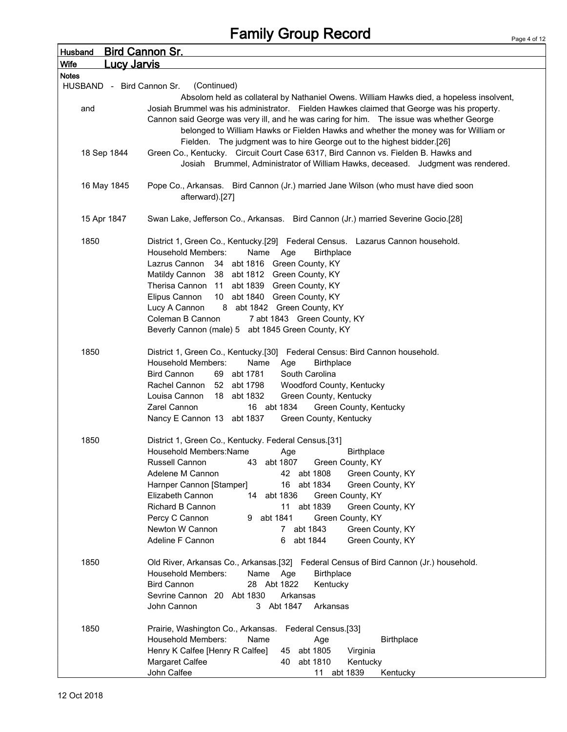# Family Group Record

**Husband** Bird Cannon Sr.

**Wife** Lucy Jarvis

**Notes**

HUSBAND - Bird Cannon Sr. (Continued)

Absolom held as collateral by Nathaniel Owens. William Hawks died, a hopeless insolvent, and Josiah Brummel was his administrator. Fielden Hawkes claimed that George was his property. Cannon said George was very ill, and he was caring for him. The issue was whether George belonged to William Hawks or Fielden Hawks and whether the money was for William or Fielden. The judgment was to hire George out to the highest bidder.[26]

18 Sep 1844 — Green Co., Kentucky. Circuit Court Case 6317, Bird Cannon vs. Fielden B. Hawks and Josiah Brummel, Administrator of William Hawks, deceased. Judgment was rendered.

16 May 1845 — Pope Co., Arkansas. Bird Cannon (Jr.) married Jane Wilson (who must have died soon afterward).[27]

15 Apr 1847 — Swan Lake, Jefferson Co., Arkansas. Bird Cannon (Jr.) married Severine Gocio.[28]

1850 — District 1, Green Co., Kentucky.[29] Federal Census. Lazarus Cannon household.

Household Members:

| Name | Age | | Birthplace |
|---|---|---|---|
| Lazrus Cannon | 34 | abt 1816 | Green County, KY |
| Matildy Cannon | 38 | abt 1812 | Green County, KY |
| Therisa Cannon | 11 | abt 1839 | Green County, KY |
| Elipus Cannon | 10 | abt 1840 | Green County, KY |
| Lucy A Cannon | 8 | abt 1842 | Green County, KY |
| Coleman B Cannon | 7 | abt 1843 | Green County, KY |
| Beverly Cannon (male) | 5 | abt 1845 | Green County, KY |

1850 — District 1, Green Co., Kentucky.[30] Federal Census: Bird Cannon household.

Household Members:

| Name | Age | | Birthplace |
|---|---|---|---|
| Bird Cannon | 69 | abt 1781 | South Carolina |
| Rachel Cannon | 52 | abt 1798 | Woodford County, Kentucky |
| Louisa Cannon | 18 | abt 1832 | Green County, Kentucky |
| Zarel Cannon | 16 | abt 1834 | Green County, Kentucky |
| Nancy E Cannon | 13 | abt 1837 | Green County, Kentucky |

1850 — District 1, Green Co., Kentucky. Federal Census.[31]

Household Members:

| Name | Age | | Birthplace |
|---|---|---|---|
| Russell Cannon | 43 | abt 1807 | Green County, KY |
| Adelene M Cannon | 42 | abt 1808 | Green County, KY |
| Harnper Cannon [Stamper] | 16 | abt 1834 | Green County, KY |
| Elizabeth Cannon | 14 | abt 1836 | Green County, KY |
| Richard B Cannon | 11 | abt 1839 | Green County, KY |
| Percy C Cannon | 9 | abt 1841 | Green County, KY |
| Newton W Cannon | 7 | abt 1843 | Green County, KY |
| Adeline F Cannon | 6 | abt 1844 | Green County, KY |

1850 — Old River, Arkansas Co., Arkansas.[32] Federal Census of Bird Cannon (Jr.) household.

Household Members:

| Name | Age | | Birthplace |
|---|---|---|---|
| Bird Cannon | 28 | Abt 1822 | Kentucky |
| Sevrine Cannon | 20 | Abt 1830 | Arkansas |
| John Cannon | 3 | Abt 1847 | Arkansas |

1850 — Prairie, Washington Co., Arkansas. Federal Census.[33]

Household Members:

| Name | Age | | Birthplace |
|---|---|---|---|
| Henry K Calfee [Henry R Calfee] | 45 | abt 1805 | Virginia |
| Margaret Calfee | 40 | abt 1810 | Kentucky |
| John Calfee | 11 | abt 1839 | Kentucky |

12 Oct 2018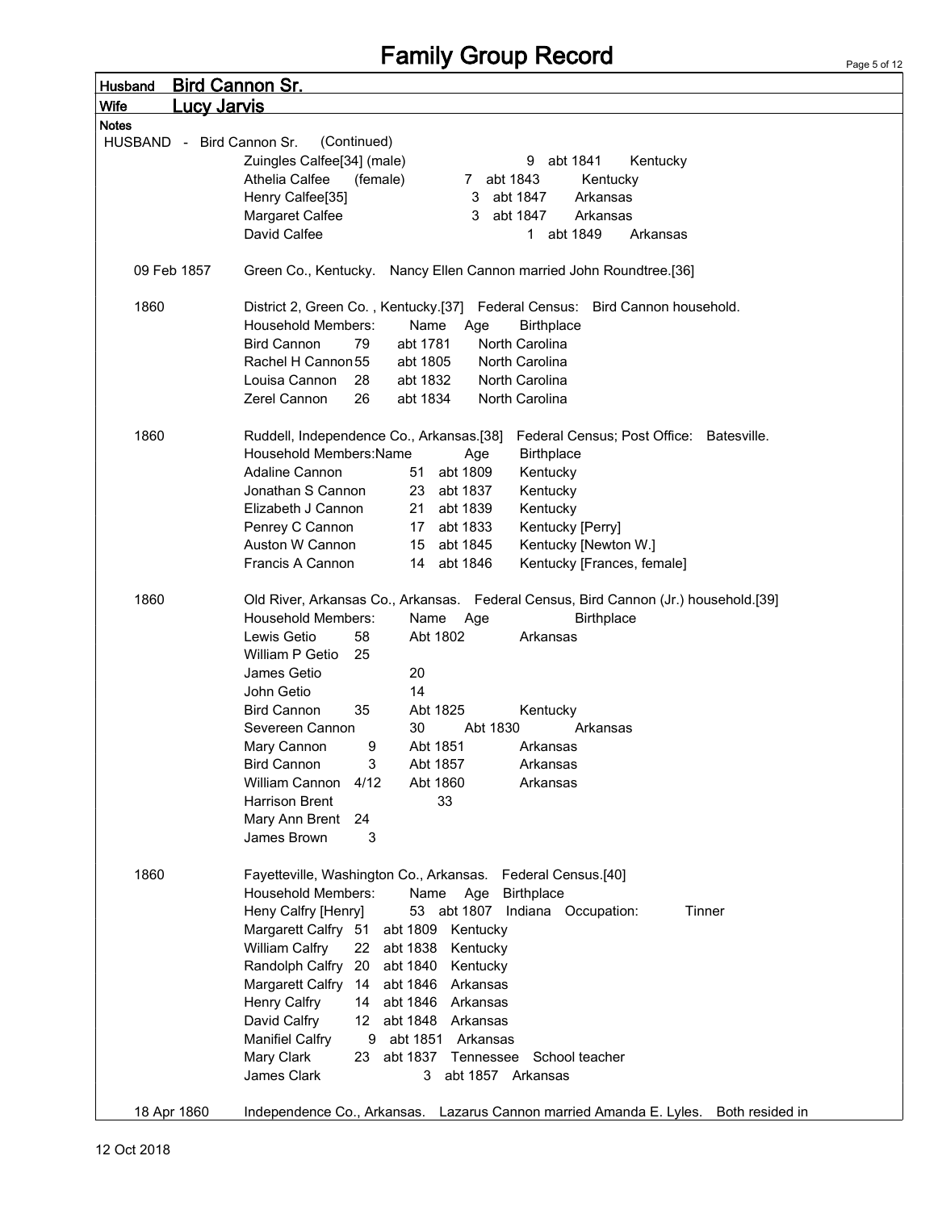# Family Group Record

**Husband** **Bird Cannon Sr.**

**Wife** **Lucy Jarvis**

**Notes**

HUSBAND - Bird Cannon Sr. (Continued)

| | | | |
|---|---|---|---|
| Zuingles Calfee[34] (male) | 9 | abt 1841 | Kentucky |
| Athelia Calfee (female) | 7 | abt 1843 | Kentucky |
| Henry Calfee[35] | 3 | abt 1847 | Arkansas |
| Margaret Calfee | 3 | abt 1847 | Arkansas |
| David Calfee | 1 | abt 1849 | Arkansas |

**09 Feb 1857** Green Co., Kentucky. Nancy Ellen Cannon married John Roundtree.[36]

**1860** District 2, Green Co. , Kentucky.[37] Federal Census: Bird Cannon household.

| Household Members: Name | Age | | Birthplace |
|---|---|---|---|
| Bird Cannon | 79 | abt 1781 | North Carolina |
| Rachel H Cannon | 55 | abt 1805 | North Carolina |
| Louisa Cannon | 28 | abt 1832 | North Carolina |
| Zerel Cannon | 26 | abt 1834 | North Carolina |

**1860** Ruddell, Independence Co., Arkansas.[38] Federal Census; Post Office: Batesville.

| Household Members:Name | Age | | Birthplace |
|---|---|---|---|
| Adaline Cannon | 51 | abt 1809 | Kentucky |
| Jonathan S Cannon | 23 | abt 1837 | Kentucky |
| Elizabeth J Cannon | 21 | abt 1839 | Kentucky |
| Penrey C Cannon | 17 | abt 1833 | Kentucky [Perry] |
| Auston W Cannon | 15 | abt 1845 | Kentucky [Newton W.] |
| Francis A Cannon | 14 | abt 1846 | Kentucky [Frances, female] |

**1860** Old River, Arkansas Co., Arkansas. Federal Census, Bird Cannon (Jr.) household.[39]

| Household Members: Name | Age | | Birthplace |
|---|---|---|---|
| Lewis Getio | 58 | Abt 1802 | Arkansas |
| William P Getio | 25 | | |
| James Getio | 20 | | |
| John Getio | 14 | | |
| Bird Cannon | 35 | Abt 1825 | Kentucky |
| Severeen Cannon | 30 | Abt 1830 | Arkansas |
| Mary Cannon | 9 | Abt 1851 | Arkansas |
| Bird Cannon | 3 | Abt 1857 | Arkansas |
| William Cannon | 4/12 | Abt 1860 | Arkansas |
| Harrison Brent | 33 | | |
| Mary Ann Brent | 24 | | |
| James Brown | 3 | | |

**1860** Fayetteville, Washington Co., Arkansas. Federal Census.[40]

| Household Members: Name | Age | | Birthplace | |
|---|---|---|---|---|
| Heny Calfry [Henry] | 53 | abt 1807 | Indiana | Occupation: Tinner |
| Margarett Calfry | 51 | abt 1809 | Kentucky | |
| William Calfry | 22 | abt 1838 | Kentucky | |
| Randolph Calfry | 20 | abt 1840 | Kentucky | |
| Margarett Calfry | 14 | abt 1846 | Arkansas | |
| Henry Calfry | 14 | abt 1846 | Arkansas | |
| David Calfry | 12 | abt 1848 | Arkansas | |
| Manifiel Calfry | 9 | abt 1851 | Arkansas | |
| Mary Clark | 23 | abt 1837 | Tennessee | School teacher |
| James Clark | 3 | abt 1857 | Arkansas | |

**18 Apr 1860** Independence Co., Arkansas. Lazarus Cannon married Amanda E. Lyles. Both resided in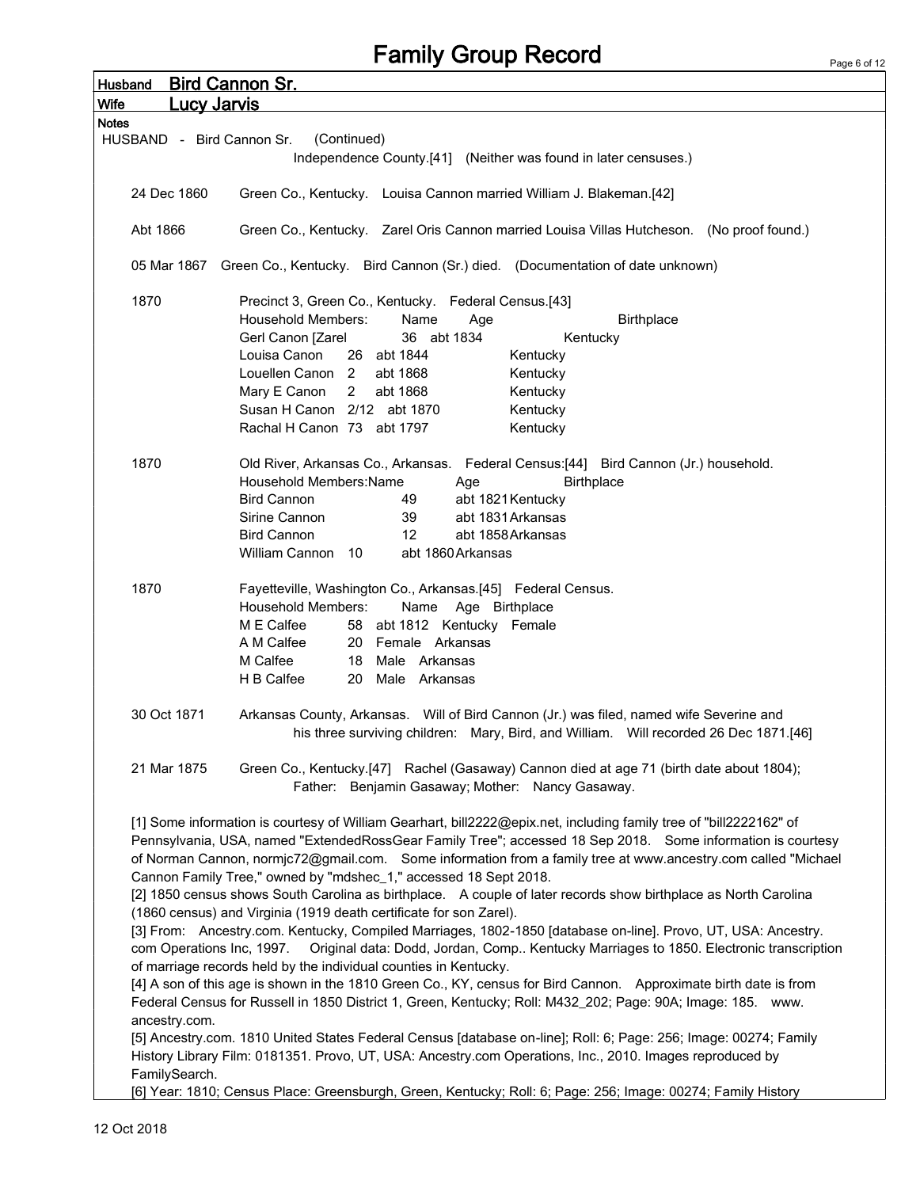# Family Group Record

**Husband** Bird Cannon Sr.

**Wife** Lucy Jarvis

**Notes**

HUSBAND - Bird Cannon Sr. (Continued)

Independence County.[41] (Neither was found in later censuses.)

24 Dec 1860 Green Co., Kentucky. Louisa Cannon married William J. Blakeman.[42]

Abt 1866 Green Co., Kentucky. Zarel Oris Cannon married Louisa Villas Hutcheson. (No proof found.)

05 Mar 1867 Green Co., Kentucky. Bird Cannon (Sr.) died. (Documentation of date unknown)

1870 Precinct 3, Green Co., Kentucky. Federal Census.[43]

| Household Members: Name | Age | | Birthplace |
|---|---|---|---|
| Gerl Canon [Zarel | 36 | abt 1834 | Kentucky |
| Louisa Canon | 26 | abt 1844 | Kentucky |
| Louellen Canon | 2 | abt 1868 | Kentucky |
| Mary E Canon | 2 | abt 1868 | Kentucky |
| Susan H Canon | 2/12 | abt 1870 | Kentucky |
| Rachal H Canon | 73 | abt 1797 | Kentucky |

1870 Old River, Arkansas Co., Arkansas. Federal Census:[44] Bird Cannon (Jr.) household.

| Household Members:Name | Age | | Birthplace |
|---|---|---|---|
| Bird Cannon | 49 | abt 1821 | Kentucky |
| Sirine Cannon | 39 | abt 1831 | Arkansas |
| Bird Cannon | 12 | abt 1858 | Arkansas |
| William Cannon | 10 | abt 1860 | Arkansas |

1870 Fayetteville, Washington Co., Arkansas.[45] Federal Census.

| Household Members: Name | Age | Birthplace | |
|---|---|---|---|
| M E Calfee | 58 | abt 1812 Kentucky | Female |
| A M Calfee | 20 | Female | Arkansas |
| M Calfee | 18 | Male | Arkansas |
| H B Calfee | 20 | Male | Arkansas |

30 Oct 1871 Arkansas County, Arkansas. Will of Bird Cannon (Jr.) was filed, named wife Severine and his three surviving children: Mary, Bird, and William. Will recorded 26 Dec 1871.[46]

21 Mar 1875 Green Co., Kentucky.[47] Rachel (Gasaway) Cannon died at age 71 (birth date about 1804); Father: Benjamin Gasaway; Mother: Nancy Gasaway.

[1] Some information is courtesy of William Gearhart, bill2222@epix.net, including family tree of "bill2222162" of Pennsylvania, USA, named "ExtendedRossGear Family Tree"; accessed 18 Sep 2018. Some information is courtesy of Norman Cannon, normjc72@gmail.com. Some information from a family tree at www.ancestry.com called "Michael Cannon Family Tree," owned by "mdshec_1," accessed 18 Sept 2018.

[2] 1850 census shows South Carolina as birthplace. A couple of later records show birthplace as North Carolina (1860 census) and Virginia (1919 death certificate for son Zarel).

[3] From: Ancestry.com. Kentucky, Compiled Marriages, 1802-1850 [database on-line]. Provo, UT, USA: Ancestry.com Operations Inc, 1997. Original data: Dodd, Jordan, Comp.. Kentucky Marriages to 1850. Electronic transcription of marriage records held by the individual counties in Kentucky.

[4] A son of this age is shown in the 1810 Green Co., KY, census for Bird Cannon. Approximate birth date is from Federal Census for Russell in 1850 District 1, Green, Kentucky; Roll: M432_202; Page: 90A; Image: 185. www.ancestry.com.

[5] Ancestry.com. 1810 United States Federal Census [database on-line]; Roll: 6; Page: 256; Image: 00274; Family History Library Film: 0181351. Provo, UT, USA: Ancestry.com Operations, Inc., 2010. Images reproduced by FamilySearch.

[6] Year: 1810; Census Place: Greensburgh, Green, Kentucky; Roll: 6; Page: 256; Image: 00274; Family History

12 Oct 2018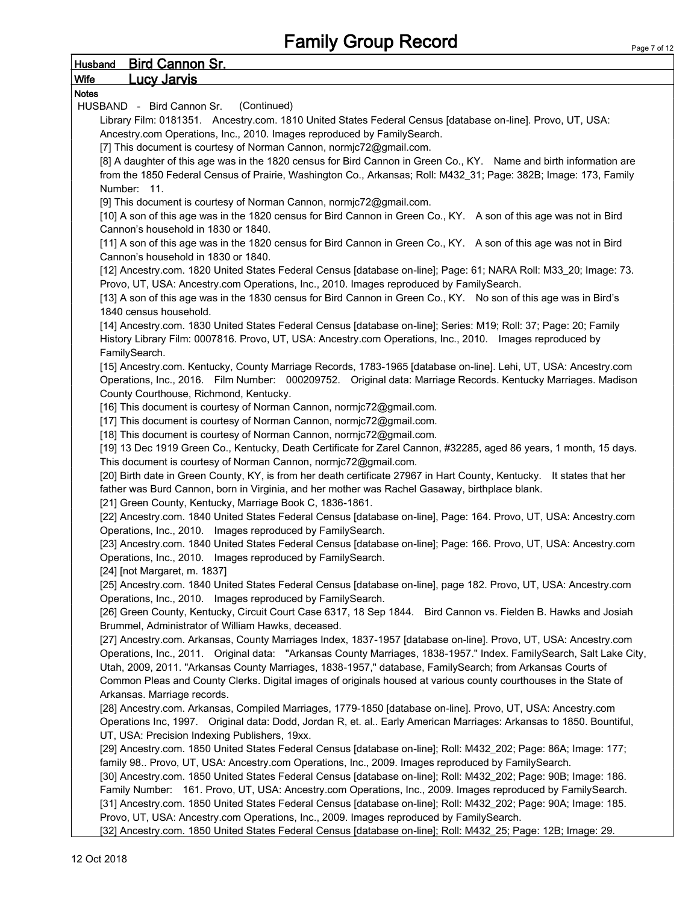# Family Group Record

**Husband** **Bird Cannon Sr.**

**Wife** **Lucy Jarvis**

**Notes**

HUSBAND - Bird Cannon Sr. (Continued)

Library Film: 0181351. Ancestry.com. 1810 United States Federal Census [database on-line]. Provo, UT, USA: Ancestry.com Operations, Inc., 2010. Images reproduced by FamilySearch.

[7] This document is courtesy of Norman Cannon, normjc72@gmail.com.

[8] A daughter of this age was in the 1820 census for Bird Cannon in Green Co., KY. Name and birth information are from the 1850 Federal Census of Prairie, Washington Co., Arkansas; Roll: M432_31; Page: 382B; Image: 173, Family Number: 11.

[9] This document is courtesy of Norman Cannon, normjc72@gmail.com.

[10] A son of this age was in the 1820 census for Bird Cannon in Green Co., KY. A son of this age was not in Bird Cannon's household in 1830 or 1840.

[11] A son of this age was in the 1820 census for Bird Cannon in Green Co., KY. A son of this age was not in Bird Cannon's household in 1830 or 1840.

[12] Ancestry.com. 1820 United States Federal Census [database on-line]; Page: 61; NARA Roll: M33_20; Image: 73. Provo, UT, USA: Ancestry.com Operations, Inc., 2010. Images reproduced by FamilySearch.

[13] A son of this age was in the 1830 census for Bird Cannon in Green Co., KY. No son of this age was in Bird's 1840 census household.

[14] Ancestry.com. 1830 United States Federal Census [database on-line]; Series: M19; Roll: 37; Page: 20; Family History Library Film: 0007816. Provo, UT, USA: Ancestry.com Operations, Inc., 2010. Images reproduced by FamilySearch.

[15] Ancestry.com. Kentucky, County Marriage Records, 1783-1965 [database on-line]. Lehi, UT, USA: Ancestry.com Operations, Inc., 2016. Film Number: 000209752. Original data: Marriage Records. Kentucky Marriages. Madison County Courthouse, Richmond, Kentucky.

[16] This document is courtesy of Norman Cannon, normjc72@gmail.com.

[17] This document is courtesy of Norman Cannon, normjc72@gmail.com.

[18] This document is courtesy of Norman Cannon, normjc72@gmail.com.

[19] 13 Dec 1919 Green Co., Kentucky, Death Certificate for Zarel Cannon, #32285, aged 86 years, 1 month, 15 days. This document is courtesy of Norman Cannon, normjc72@gmail.com.

[20] Birth date in Green County, KY, is from her death certificate 27967 in Hart County, Kentucky. It states that her father was Burd Cannon, born in Virginia, and her mother was Rachel Gasaway, birthplace blank.

[21] Green County, Kentucky, Marriage Book C, 1836-1861.

[22] Ancestry.com. 1840 United States Federal Census [database on-line], Page: 164. Provo, UT, USA: Ancestry.com Operations, Inc., 2010. Images reproduced by FamilySearch.

[23] Ancestry.com. 1840 United States Federal Census [database on-line]; Page: 166. Provo, UT, USA: Ancestry.com Operations, Inc., 2010. Images reproduced by FamilySearch.

[24] [not Margaret, m. 1837]

[25] Ancestry.com. 1840 United States Federal Census [database on-line], page 182. Provo, UT, USA: Ancestry.com Operations, Inc., 2010. Images reproduced by FamilySearch.

[26] Green County, Kentucky, Circuit Court Case 6317, 18 Sep 1844. Bird Cannon vs. Fielden B. Hawks and Josiah Brummel, Administrator of William Hawks, deceased.

[27] Ancestry.com. Arkansas, County Marriages Index, 1837-1957 [database on-line]. Provo, UT, USA: Ancestry.com Operations, Inc., 2011. Original data: "Arkansas County Marriages, 1838-1957." Index. FamilySearch, Salt Lake City, Utah, 2009, 2011. "Arkansas County Marriages, 1838-1957," database, FamilySearch; from Arkansas Courts of Common Pleas and County Clerks. Digital images of originals housed at various county courthouses in the State of Arkansas. Marriage records.

[28] Ancestry.com. Arkansas, Compiled Marriages, 1779-1850 [database on-line]. Provo, UT, USA: Ancestry.com Operations Inc, 1997. Original data: Dodd, Jordan R, et. al.. Early American Marriages: Arkansas to 1850. Bountiful, UT, USA: Precision Indexing Publishers, 19xx.

[29] Ancestry.com. 1850 United States Federal Census [database on-line]; Roll: M432_202; Page: 86A; Image: 177; family 98.. Provo, UT, USA: Ancestry.com Operations, Inc., 2009. Images reproduced by FamilySearch.

[30] Ancestry.com. 1850 United States Federal Census [database on-line]; Roll: M432_202; Page: 90B; Image: 186. Family Number: 161. Provo, UT, USA: Ancestry.com Operations, Inc., 2009. Images reproduced by FamilySearch.

[31] Ancestry.com. 1850 United States Federal Census [database on-line]; Roll: M432_202; Page: 90A; Image: 185. Provo, UT, USA: Ancestry.com Operations, Inc., 2009. Images reproduced by FamilySearch.

[32] Ancestry.com. 1850 United States Federal Census [database on-line]; Roll: M432_25; Page: 12B; Image: 29.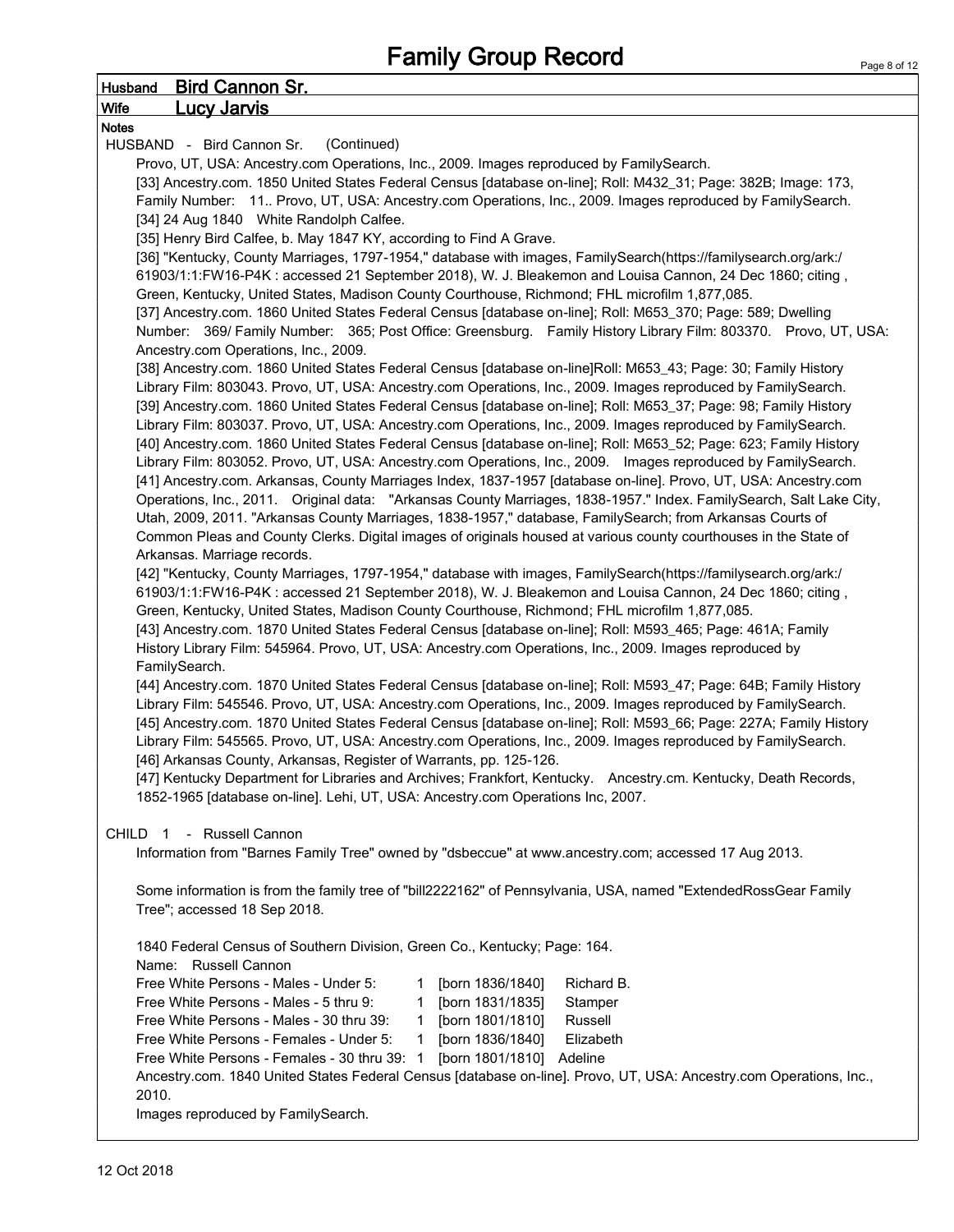# Family Group Record

**Husband** Bird Cannon Sr.

**Wife** Lucy Jarvis

**Notes**

HUSBAND - Bird Cannon Sr. (Continued)

Provo, UT, USA: Ancestry.com Operations, Inc., 2009. Images reproduced by FamilySearch.

[33] Ancestry.com. 1850 United States Federal Census [database on-line]; Roll: M432_31; Page: 382B; Image: 173, Family Number: 11.. Provo, UT, USA: Ancestry.com Operations, Inc., 2009. Images reproduced by FamilySearch.

[34] 24 Aug 1840 White Randolph Calfee.

[35] Henry Bird Calfee, b. May 1847 KY, according to Find A Grave.

[36] "Kentucky, County Marriages, 1797-1954," database with images, FamilySearch(https://familysearch.org/ark:/61903/1:1:FW16-P4K : accessed 21 September 2018), W. J. Bleakemon and Louisa Cannon, 24 Dec 1860; citing , Green, Kentucky, United States, Madison County Courthouse, Richmond; FHL microfilm 1,877,085.

[37] Ancestry.com. 1860 United States Federal Census [database on-line]; Roll: M653_370; Page: 589; Dwelling Number: 369/ Family Number: 365; Post Office: Greensburg. Family History Library Film: 803370. Provo, UT, USA: Ancestry.com Operations, Inc., 2009.

[38] Ancestry.com. 1860 United States Federal Census [database on-line]Roll: M653_43; Page: 30; Family History Library Film: 803043. Provo, UT, USA: Ancestry.com Operations, Inc., 2009. Images reproduced by FamilySearch.

[39] Ancestry.com. 1860 United States Federal Census [database on-line]; Roll: M653_37; Page: 98; Family History Library Film: 803037. Provo, UT, USA: Ancestry.com Operations, Inc., 2009. Images reproduced by FamilySearch.

[40] Ancestry.com. 1860 United States Federal Census [database on-line]; Roll: M653_52; Page: 623; Family History Library Film: 803052. Provo, UT, USA: Ancestry.com Operations, Inc., 2009. Images reproduced by FamilySearch.

[41] Ancestry.com. Arkansas, County Marriages Index, 1837-1957 [database on-line]. Provo, UT, USA: Ancestry.com Operations, Inc., 2011. Original data: "Arkansas County Marriages, 1838-1957." Index. FamilySearch, Salt Lake City, Utah, 2009, 2011. "Arkansas County Marriages, 1838-1957," database, FamilySearch; from Arkansas Courts of Common Pleas and County Clerks. Digital images of originals housed at various county courthouses in the State of Arkansas. Marriage records.

[42] "Kentucky, County Marriages, 1797-1954," database with images, FamilySearch(https://familysearch.org/ark:/61903/1:1:FW16-P4K : accessed 21 September 2018), W. J. Bleakemon and Louisa Cannon, 24 Dec 1860; citing , Green, Kentucky, United States, Madison County Courthouse, Richmond; FHL microfilm 1,877,085.

[43] Ancestry.com. 1870 United States Federal Census [database on-line]; Roll: M593_465; Page: 461A; Family History Library Film: 545964. Provo, UT, USA: Ancestry.com Operations, Inc., 2009. Images reproduced by FamilySearch.

[44] Ancestry.com. 1870 United States Federal Census [database on-line]; Roll: M593_47; Page: 64B; Family History Library Film: 545546. Provo, UT, USA: Ancestry.com Operations, Inc., 2009. Images reproduced by FamilySearch.

[45] Ancestry.com. 1870 United States Federal Census [database on-line]; Roll: M593_66; Page: 227A; Family History Library Film: 545565. Provo, UT, USA: Ancestry.com Operations, Inc., 2009. Images reproduced by FamilySearch.

[46] Arkansas County, Arkansas, Register of Warrants, pp. 125-126.

[47] Kentucky Department for Libraries and Archives; Frankfort, Kentucky. Ancestry.cm. Kentucky, Death Records, 1852-1965 [database on-line]. Lehi, UT, USA: Ancestry.com Operations Inc, 2007.

CHILD 1 - Russell Cannon

Information from "Barnes Family Tree" owned by "dsbeccue" at www.ancestry.com; accessed 17 Aug 2013.

Some information is from the family tree of "bill2222162" of Pennsylvania, USA, named "ExtendedRossGear Family Tree"; accessed 18 Sep 2018.

1840 Federal Census of Southern Division, Green Co., Kentucky; Page: 164.

Name: Russell Cannon

| | | | |
|---|---|---|---|
| Free White Persons - Males - Under 5: | 1 | [born 1836/1840] | Richard B. |
| Free White Persons - Males - 5 thru 9: | 1 | [born 1831/1835] | Stamper |
| Free White Persons - Males - 30 thru 39: | 1 | [born 1801/1810] | Russell |
| Free White Persons - Females - Under 5: | 1 | [born 1836/1840] | Elizabeth |
| Free White Persons - Females - 30 thru 39: | 1 | [born 1801/1810] | Adeline |

Ancestry.com. 1840 United States Federal Census [database on-line]. Provo, UT, USA: Ancestry.com Operations, Inc., 2010.

Images reproduced by FamilySearch.

12 Oct 2018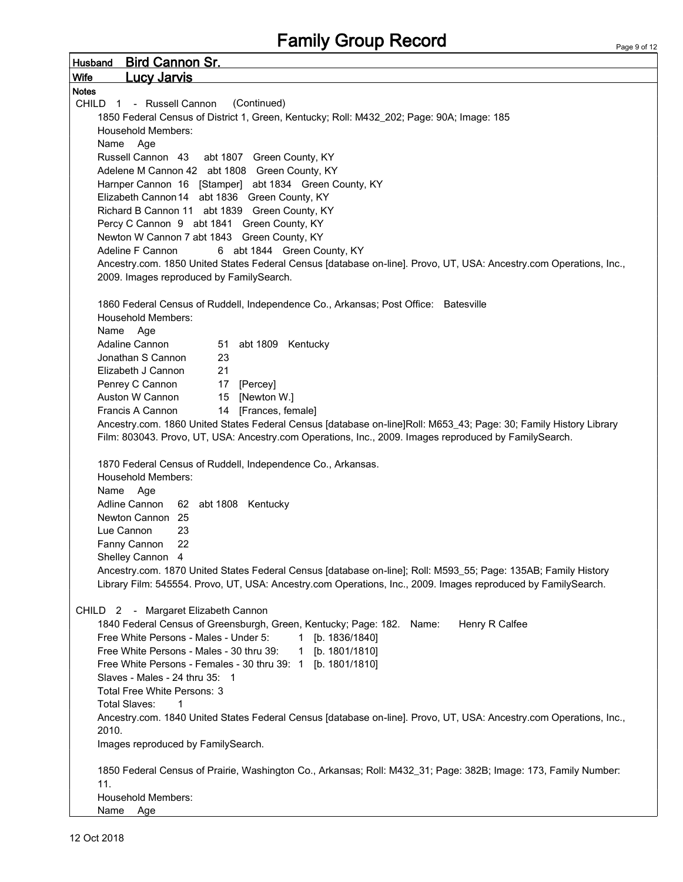# Family Group Record

**Husband** **Bird Cannon Sr.**

**Wife** **Lucy Jarvis**

**Notes**

CHILD 1 - Russell Cannon (Continued)

1850 Federal Census of District 1, Green, Kentucky; Roll: M432_202; Page: 90A; Image: 185

Household Members:

Name Age

Russell Cannon 43 abt 1807 Green County, KY

Adelene M Cannon 42 abt 1808 Green County, KY

Harnper Cannon 16 [Stamper] abt 1834 Green County, KY

Elizabeth Cannon 14 abt 1836 Green County, KY

Richard B Cannon 11 abt 1839 Green County, KY

Percy C Cannon 9 abt 1841 Green County, KY

Newton W Cannon 7 abt 1843 Green County, KY

Adeline F Cannon 6 abt 1844 Green County, KY

Ancestry.com. 1850 United States Federal Census [database on-line]. Provo, UT, USA: Ancestry.com Operations, Inc., 2009. Images reproduced by FamilySearch.

1860 Federal Census of Ruddell, Independence Co., Arkansas; Post Office: Batesville

Household Members:

Name Age

Adaline Cannon 51 abt 1809 Kentucky

Jonathan S Cannon 23

Elizabeth J Cannon 21

Penrey C Cannon 17 [Percey]

Auston W Cannon 15 [Newton W.]

Francis A Cannon 14 [Frances, female]

Ancestry.com. 1860 United States Federal Census [database on-line]Roll: M653_43; Page: 30; Family History Library Film: 803043. Provo, UT, USA: Ancestry.com Operations, Inc., 2009. Images reproduced by FamilySearch.

1870 Federal Census of Ruddell, Independence Co., Arkansas.

Household Members:

Name Age

Adline Cannon 62 abt 1808 Kentucky

Newton Cannon 25

Lue Cannon 23

Fanny Cannon 22

Shelley Cannon 4

Ancestry.com. 1870 United States Federal Census [database on-line]; Roll: M593_55; Page: 135AB; Family History Library Film: 545554. Provo, UT, USA: Ancestry.com Operations, Inc., 2009. Images reproduced by FamilySearch.

CHILD 2 - Margaret Elizabeth Cannon

1840 Federal Census of Greensburgh, Green, Kentucky; Page: 182. Name: Henry R Calfee

Free White Persons - Males - Under 5: 1 [b. 1836/1840]

Free White Persons - Males - 30 thru 39: 1 [b. 1801/1810]

Free White Persons - Females - 30 thru 39: 1 [b. 1801/1810]

Slaves - Males - 24 thru 35: 1

Total Free White Persons: 3

Total Slaves: 1

Ancestry.com. 1840 United States Federal Census [database on-line]. Provo, UT, USA: Ancestry.com Operations, Inc., 2010.

Images reproduced by FamilySearch.

1850 Federal Census of Prairie, Washington Co., Arkansas; Roll: M432_31; Page: 382B; Image: 173, Family Number: 11.

Household Members:

Name Age

12 Oct 2018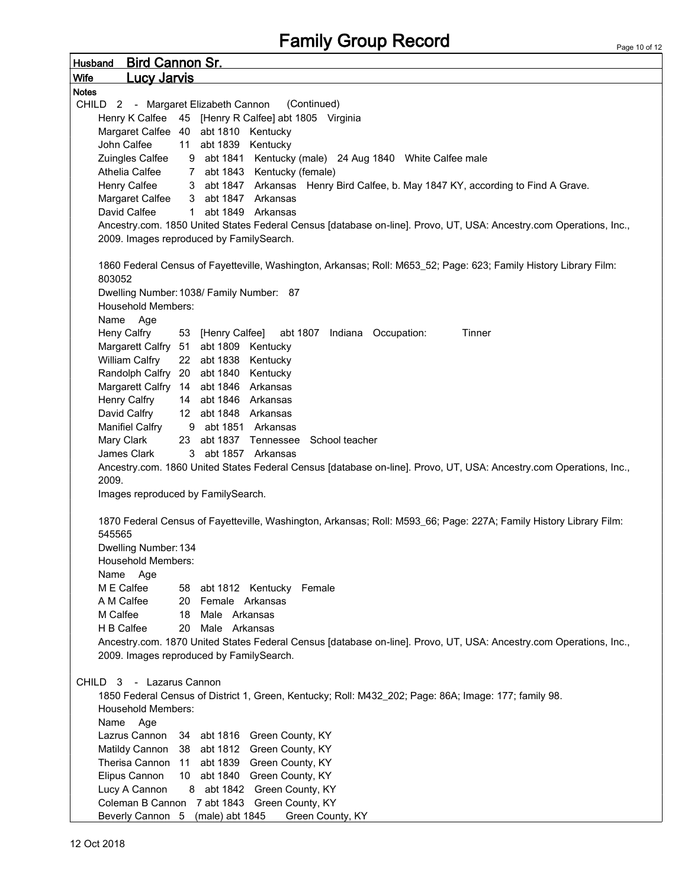# Family Group Record

**Husband** Bird Cannon Sr.

**Wife** Lucy Jarvis

**Notes**

CHILD 2 - Margaret Elizabeth Cannon (Continued)

Henry K Calfee 45 [Henry R Calfee] abt 1805 Virginia
Margaret Calfee 40 abt 1810 Kentucky
John Calfee 11 abt 1839 Kentucky
Zuingles Calfee 9 abt 1841 Kentucky (male) 24 Aug 1840 White Calfee male
Athelia Calfee 7 abt 1843 Kentucky (female)
Henry Calfee 3 abt 1847 Arkansas Henry Bird Calfee, b. May 1847 KY, according to Find A Grave.
Margaret Calfee 3 abt 1847 Arkansas
David Calfee 1 abt 1849 Arkansas
Ancestry.com. 1850 United States Federal Census [database on-line]. Provo, UT, USA: Ancestry.com Operations, Inc., 2009. Images reproduced by FamilySearch.

1860 Federal Census of Fayetteville, Washington, Arkansas; Roll: M653_52; Page: 623; Family History Library Film: 803052
Dwelling Number: 1038/ Family Number: 87
Household Members:
Name Age
Heny Calfry 53 [Henry Calfee] abt 1807 Indiana Occupation: Tinner
Margarett Calfry 51 abt 1809 Kentucky
William Calfry 22 abt 1838 Kentucky
Randolph Calfry 20 abt 1840 Kentucky
Margarett Calfry 14 abt 1846 Arkansas
Henry Calfry 14 abt 1846 Arkansas
David Calfry 12 abt 1848 Arkansas
Manifiel Calfry 9 abt 1851 Arkansas
Mary Clark 23 abt 1837 Tennessee School teacher
James Clark 3 abt 1857 Arkansas
Ancestry.com. 1860 United States Federal Census [database on-line]. Provo, UT, USA: Ancestry.com Operations, Inc., 2009.
Images reproduced by FamilySearch.

1870 Federal Census of Fayetteville, Washington, Arkansas; Roll: M593_66; Page: 227A; Family History Library Film: 545565
Dwelling Number: 134
Household Members:
Name Age
M E Calfee 58 abt 1812 Kentucky Female
A M Calfee 20 Female Arkansas
M Calfee 18 Male Arkansas
H B Calfee 20 Male Arkansas
Ancestry.com. 1870 United States Federal Census [database on-line]. Provo, UT, USA: Ancestry.com Operations, Inc., 2009. Images reproduced by FamilySearch.

CHILD 3 - Lazarus Cannon

1850 Federal Census of District 1, Green, Kentucky; Roll: M432_202; Page: 86A; Image: 177; family 98.
Household Members:
Name Age
Lazrus Cannon 34 abt 1816 Green County, KY
Matildy Cannon 38 abt 1812 Green County, KY
Therisa Cannon 11 abt 1839 Green County, KY
Elipus Cannon 10 abt 1840 Green County, KY
Lucy A Cannon 8 abt 1842 Green County, KY
Coleman B Cannon 7 abt 1843 Green County, KY
Beverly Cannon 5 (male) abt 1845 Green County, KY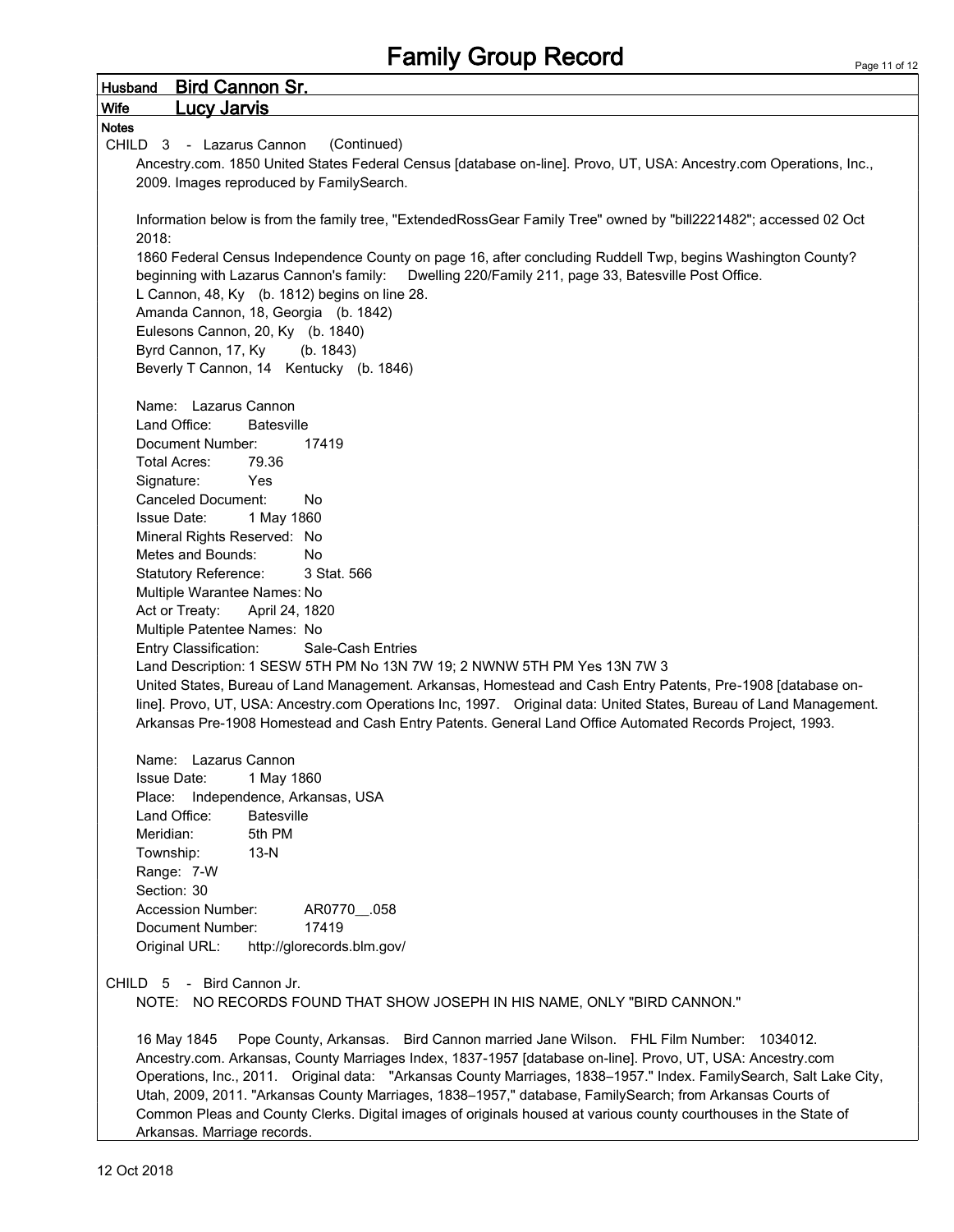# Family Group Record

**Husband** Bird Cannon Sr.

**Wife** Lucy Jarvis

**Notes**

CHILD 3 - Lazarus Cannon (Continued)

Ancestry.com. 1850 United States Federal Census [database on-line]. Provo, UT, USA: Ancestry.com Operations, Inc., 2009. Images reproduced by FamilySearch.

Information below is from the family tree, "ExtendedRossGear Family Tree" owned by "bill2221482"; accessed 02 Oct 2018:

1860 Federal Census Independence County on page 16, after concluding Ruddell Twp, begins Washington County? beginning with Lazarus Cannon's family: Dwelling 220/Family 211, page 33, Batesville Post Office.

L Cannon, 48, Ky (b. 1812) begins on line 28.

Amanda Cannon, 18, Georgia (b. 1842)

Eulesons Cannon, 20, Ky (b. 1840)

Byrd Cannon, 17, Ky (b. 1843)

Beverly T Cannon, 14 Kentucky (b. 1846)

Name: Lazarus Cannon

Land Office: Batesville

Document Number: 17419

Total Acres: 79.36

Signature: Yes

Canceled Document: No

Issue Date: 1 May 1860

Mineral Rights Reserved: No

Metes and Bounds: No

Statutory Reference: 3 Stat. 566

Multiple Warantee Names: No

Act or Treaty: April 24, 1820

Multiple Patentee Names: No

Entry Classification: Sale-Cash Entries

Land Description: 1 SESW 5TH PM No 13N 7W 19; 2 NWNW 5TH PM Yes 13N 7W 3

United States, Bureau of Land Management. Arkansas, Homestead and Cash Entry Patents, Pre-1908 [database on-line]. Provo, UT, USA: Ancestry.com Operations Inc, 1997. Original data: United States, Bureau of Land Management. Arkansas Pre-1908 Homestead and Cash Entry Patents. General Land Office Automated Records Project, 1993.

Name: Lazarus Cannon

Issue Date: 1 May 1860

Place: Independence, Arkansas, USA

Land Office: Batesville

Meridian: 5th PM

Township: 13-N

Range: 7-W

Section: 30

Accession Number: AR0770__.058

Document Number: 17419

Original URL: http://glorecords.blm.gov/

CHILD 5 - Bird Cannon Jr.

NOTE: NO RECORDS FOUND THAT SHOW JOSEPH IN HIS NAME, ONLY "BIRD CANNON."

16 May 1845 Pope County, Arkansas. Bird Cannon married Jane Wilson. FHL Film Number: 1034012.

Ancestry.com. Arkansas, County Marriages Index, 1837-1957 [database on-line]. Provo, UT, USA: Ancestry.com Operations, Inc., 2011. Original data: "Arkansas County Marriages, 1838–1957." Index. FamilySearch, Salt Lake City, Utah, 2009, 2011. "Arkansas County Marriages, 1838–1957," database, FamilySearch; from Arkansas Courts of Common Pleas and County Clerks. Digital images of originals housed at various county courthouses in the State of Arkansas. Marriage records.

12 Oct 2018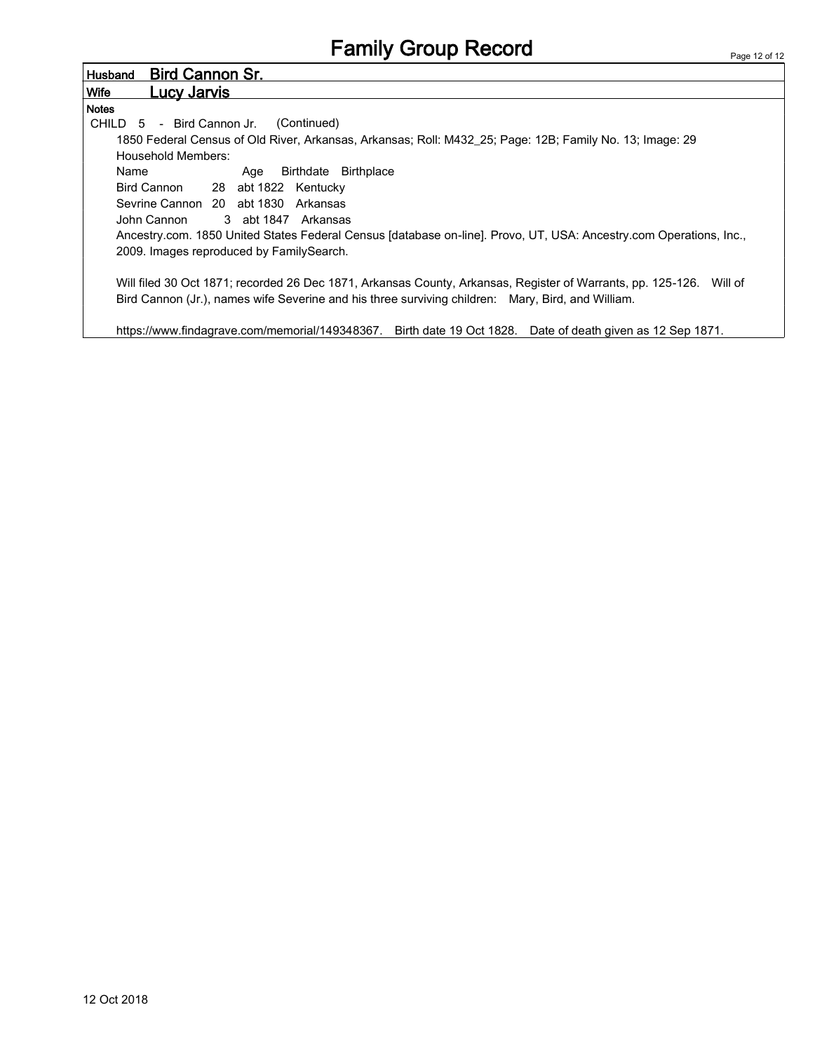# Family Group Record

**Husband** Bird Cannon Sr.

**Wife** Lucy Jarvis

**Notes**

CHILD 5 - Bird Cannon Jr. (Continued)

1850 Federal Census of Old River, Arkansas, Arkansas; Roll: M432_25; Page: 12B; Family No. 13; Image: 29

Household Members:

| Name | Age | Birthdate | Birthplace |
| --- | --- | --- | --- |
| Bird Cannon | 28 | abt 1822 | Kentucky |
| Sevrine Cannon | 20 | abt 1830 | Arkansas |
| John Cannon | 3 | abt 1847 | Arkansas |

Ancestry.com. 1850 United States Federal Census [database on-line]. Provo, UT, USA: Ancestry.com Operations, Inc., 2009. Images reproduced by FamilySearch.

Will filed 30 Oct 1871; recorded 26 Dec 1871, Arkansas County, Arkansas, Register of Warrants, pp. 125-126. Will of Bird Cannon (Jr.), names wife Severine and his three surviving children: Mary, Bird, and William.

https://www.findagrave.com/memorial/149348367. Birth date 19 Oct 1828. Date of death given as 12 Sep 1871.

12 Oct 2018